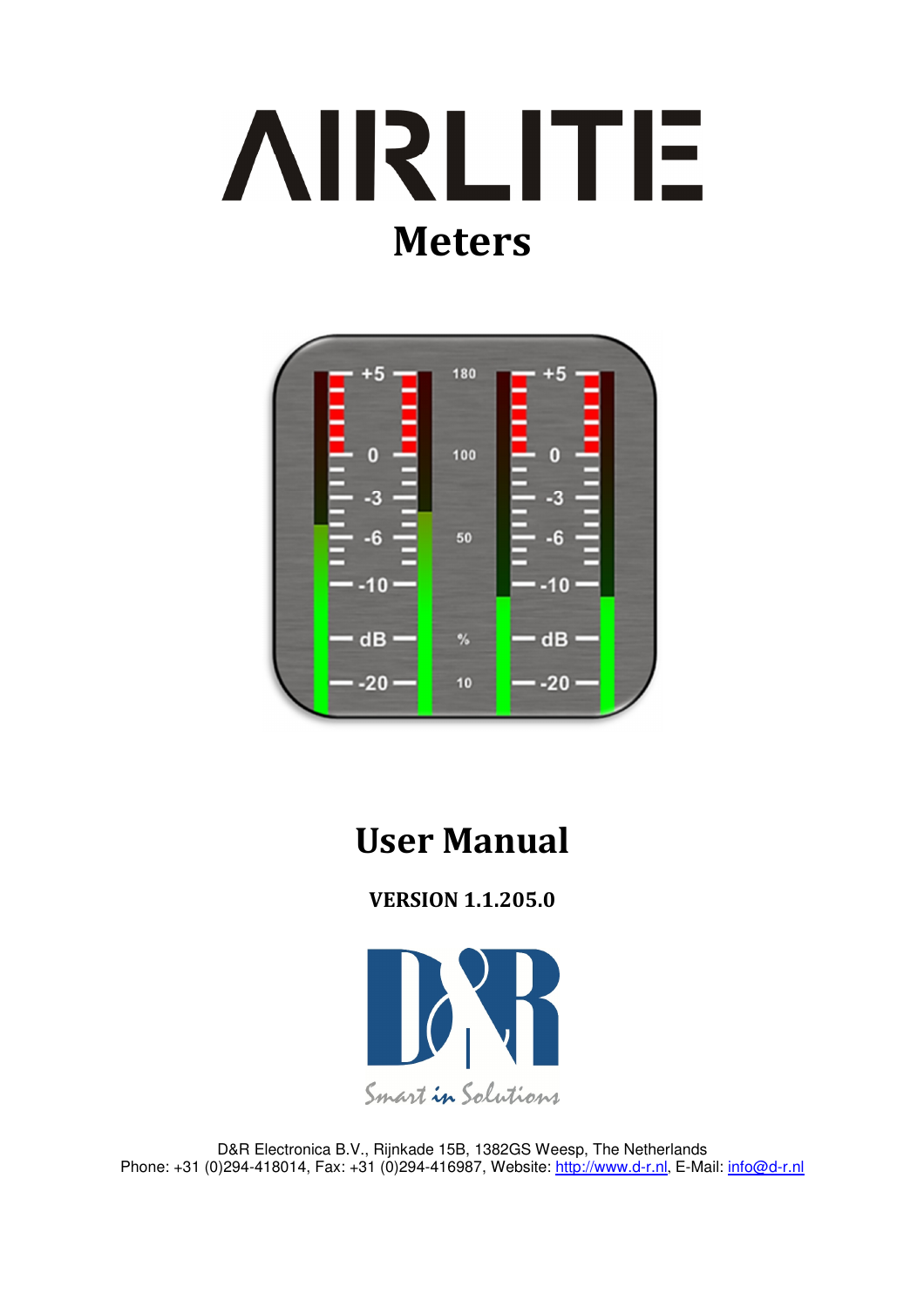# AIRLITE

## Meters

# User Manual

**VERSION 1.1.205.0**

D&R Electronica B.V., Rijnkade 15B, 1382GS Weesp, The Netherlands
Phone: +31 (0)294-418014, Fax: +31 (0)294-416987, Website: http://www.d-r.nl, E-Mail: info@d-r.nl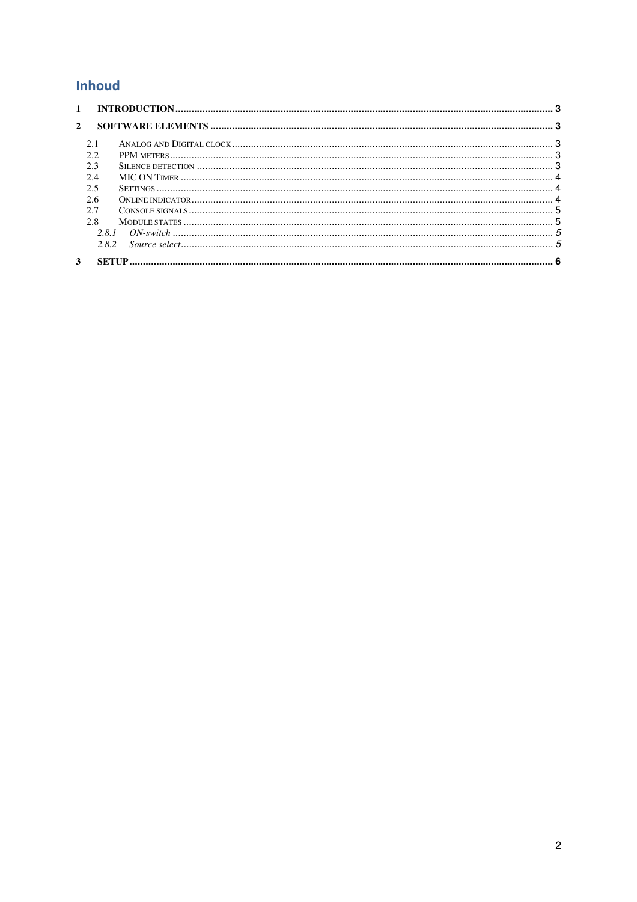# Inhoud

**1 INTRODUCTION** ..... **3**

**2 SOFTWARE ELEMENTS** ..... **3**

- 2.1 Analog and Digital clock ..... 3
- 2.2 PPM meters ..... 3
- 2.3 Silence detection ..... 3
- 2.4 MIC ON Timer ..... 4
- 2.5 Settings ..... 4
- 2.6 Online indicator ..... 4
- 2.7 Console signals ..... 5
- 2.8 Module states ..... 5
  - *2.8.1 ON-switch ..... 5*
  - *2.8.2 Source select ..... 5*

**3 SETUP** ..... **6**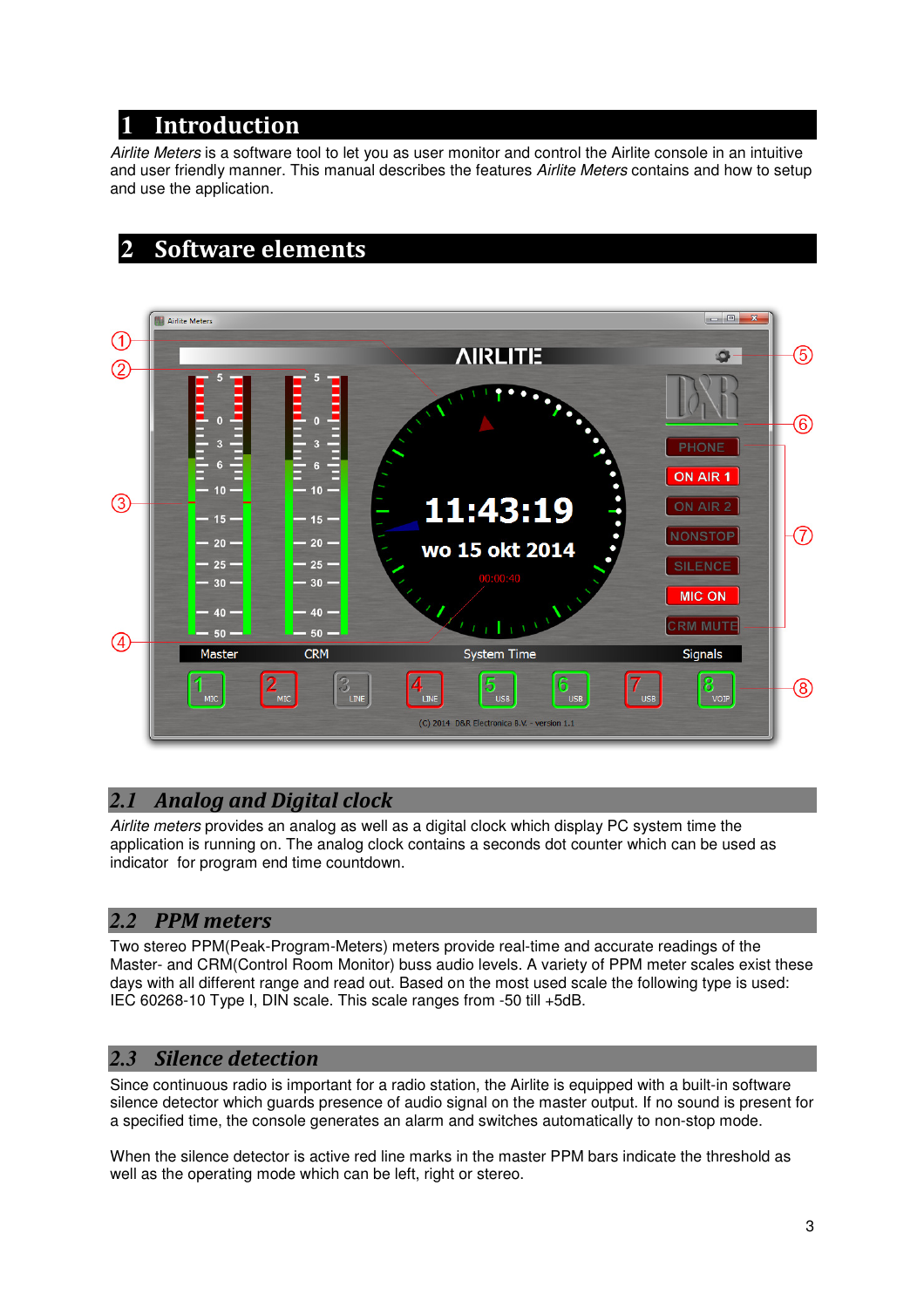# 1 Introduction

*Airlite Meters* is a software tool to let you as user monitor and control the Airlite console in an intuitive and user friendly manner. This manual describes the features *Airlite Meters* contains and how to setup and use the application.

# 2 Software elements

## 2.1 Analog and Digital clock

*Airlite meters* provides an analog as well as a digital clock which display PC system time the application is running on. The analog clock contains a seconds dot counter which can be used as indicator for program end time countdown.

## 2.2 PPM meters

Two stereo PPM(Peak-Program-Meters) meters provide real-time and accurate readings of the Master- and CRM(Control Room Monitor) buss audio levels. A variety of PPM meter scales exist these days with all different range and read out. Based on the most used scale the following type is used: IEC 60268-10 Type I, DIN scale. This scale ranges from -50 till +5dB.

## 2.3 Silence detection

Since continuous radio is important for a radio station, the Airlite is equipped with a built-in software silence detector which guards presence of audio signal on the master output. If no sound is present for a specified time, the console generates an alarm and switches automatically to non-stop mode.

When the silence detector is active red line marks in the master PPM bars indicate the threshold as well as the operating mode which can be left, right or stereo.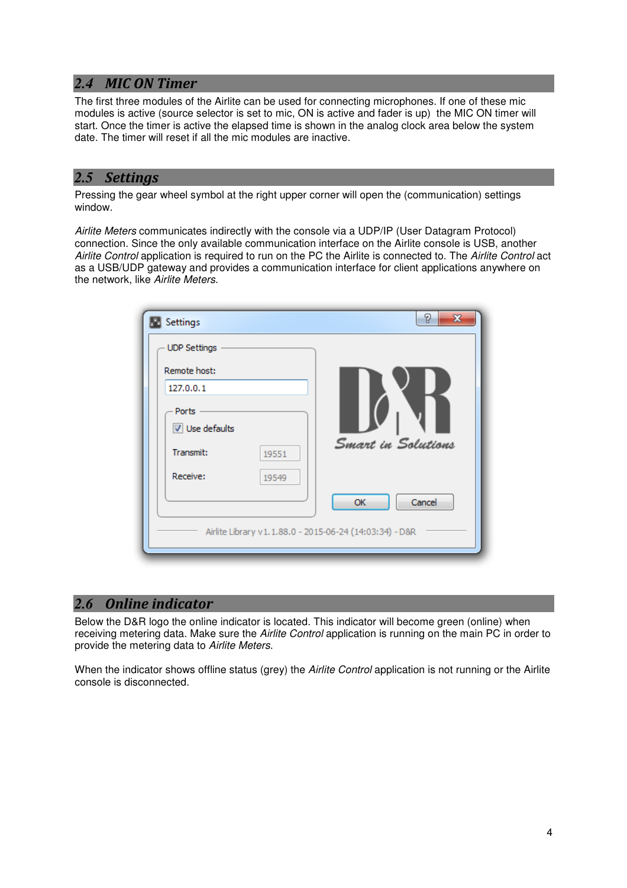## 2.4 MIC ON Timer

The first three modules of the Airlite can be used for connecting microphones. If one of these mic modules is active (source selector is set to mic, ON is active and fader is up) the MIC ON timer will start. Once the timer is active the elapsed time is shown in the analog clock area below the system date. The timer will reset if all the mic modules are inactive.

## 2.5 Settings

Pressing the gear wheel symbol at the right upper corner will open the (communication) settings window.

*Airlite Meters* communicates indirectly with the console via a UDP/IP (User Datagram Protocol) connection. Since the only available communication interface on the Airlite console is USB, another *Airlite Control* application is required to run on the PC the Airlite is connected to. The *Airlite Control* act as a USB/UDP gateway and provides a communication interface for client applications anywhere on the network, like *Airlite Meters*.

## 2.6 Online indicator

Below the D&R logo the online indicator is located. This indicator will become green (online) when receiving metering data. Make sure the *Airlite Control* application is running on the main PC in order to provide the metering data to *Airlite Meters*.

When the indicator shows offline status (grey) the *Airlite Control* application is not running or the Airlite console is disconnected.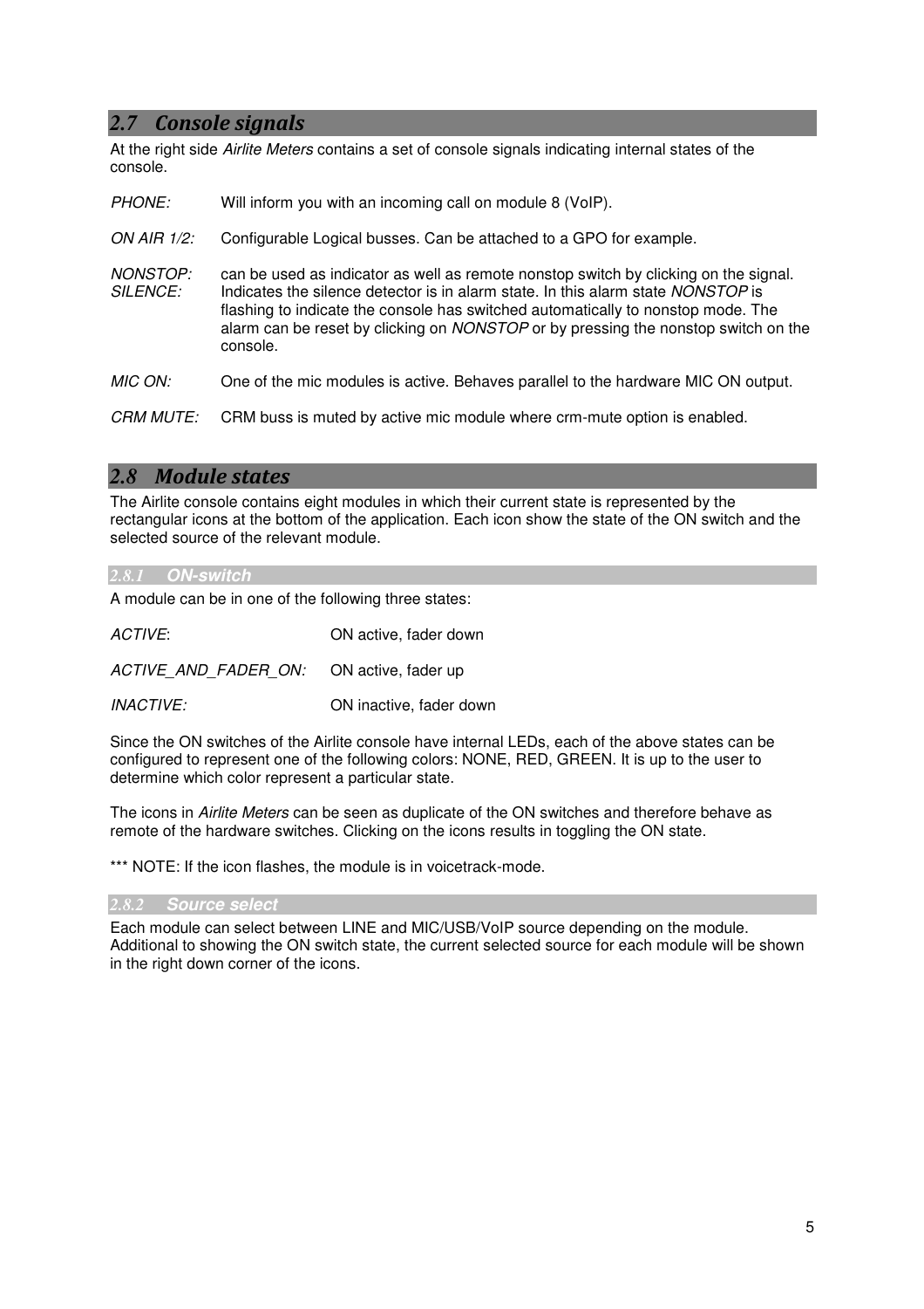## 2.7 Console signals

At the right side *Airlite Meters* contains a set of console signals indicating internal states of the console.

*PHONE:* Will inform you with an incoming call on module 8 (VoIP).

*ON AIR 1/2:* Configurable Logical busses. Can be attached to a GPO for example.

*NONSTOP:* can be used as indicator as well as remote nonstop switch by clicking on the signal.

*SILENCE:* Indicates the silence detector is in alarm state. In this alarm state *NONSTOP* is flashing to indicate the console has switched automatically to nonstop mode. The alarm can be reset by clicking on *NONSTOP* or by pressing the nonstop switch on the console.

*MIC ON:* One of the mic modules is active. Behaves parallel to the hardware MIC ON output.

*CRM MUTE:* CRM buss is muted by active mic module where crm-mute option is enabled.

## 2.8 Module states

The Airlite console contains eight modules in which their current state is represented by the rectangular icons at the bottom of the application. Each icon show the state of the ON switch and the selected source of the relevant module.

### 2.8.1 ON-switch

A module can be in one of the following three states:

*ACTIVE*: ON active, fader down

*ACTIVE_AND_FADER_ON:* ON active, fader up

*INACTIVE:* ON inactive, fader down

Since the ON switches of the Airlite console have internal LEDs, each of the above states can be configured to represent one of the following colors: NONE, RED, GREEN. It is up to the user to determine which color represent a particular state.

The icons in *Airlite Meters* can be seen as duplicate of the ON switches and therefore behave as remote of the hardware switches. Clicking on the icons results in toggling the ON state.

*** NOTE: If the icon flashes, the module is in voicetrack-mode.

### 2.8.2 Source select

Each module can select between LINE and MIC/USB/VoIP source depending on the module. Additional to showing the ON switch state, the current selected source for each module will be shown in the right down corner of the icons.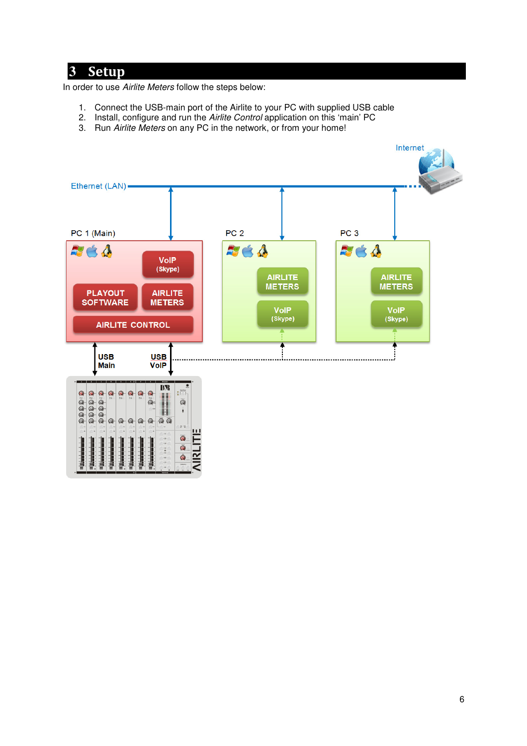# 3 Setup

In order to use *Airlite Meters* follow the steps below:

1. Connect the USB-main port of the Airlite to your PC with supplied USB cable
2. Install, configure and run the *Airlite Control* application on this 'main' PC
3. Run *Airlite Meters* on any PC in the network, or from your home!

Internet

Ethernet (LAN)

PC 1 (Main)

VoIP (Skype)

PLAYOUT SOFTWARE

AIRLITE METERS

AIRLITE CONTROL

PC 2

AIRLITE METERS

VoIP (Skype)

PC 3

AIRLITE METERS

VoIP (Skype)

USB Main

USB VoIP

AIRLITE